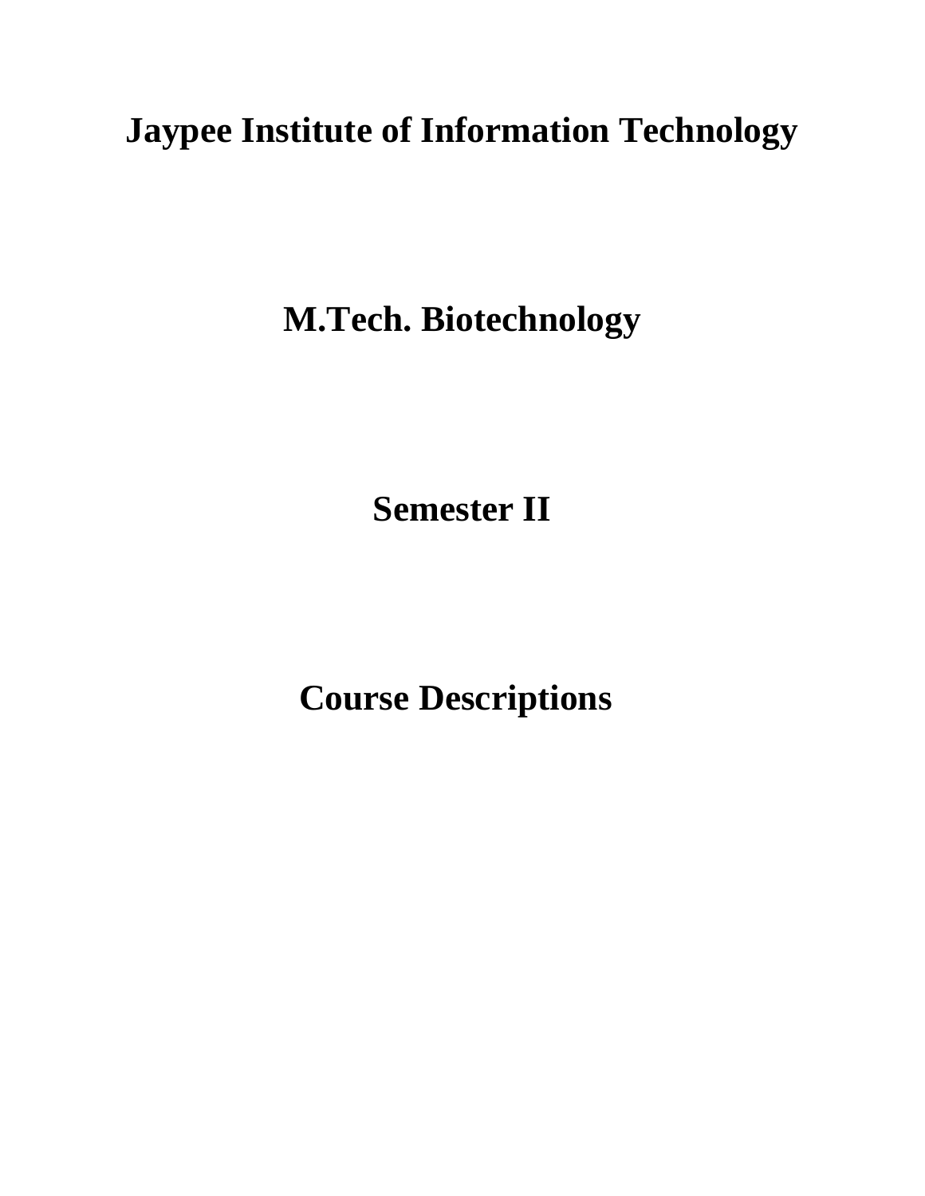# Jaypee Institute of Information Technology

# M.Tech. Biotechnology

# Semester II

# Course Descriptions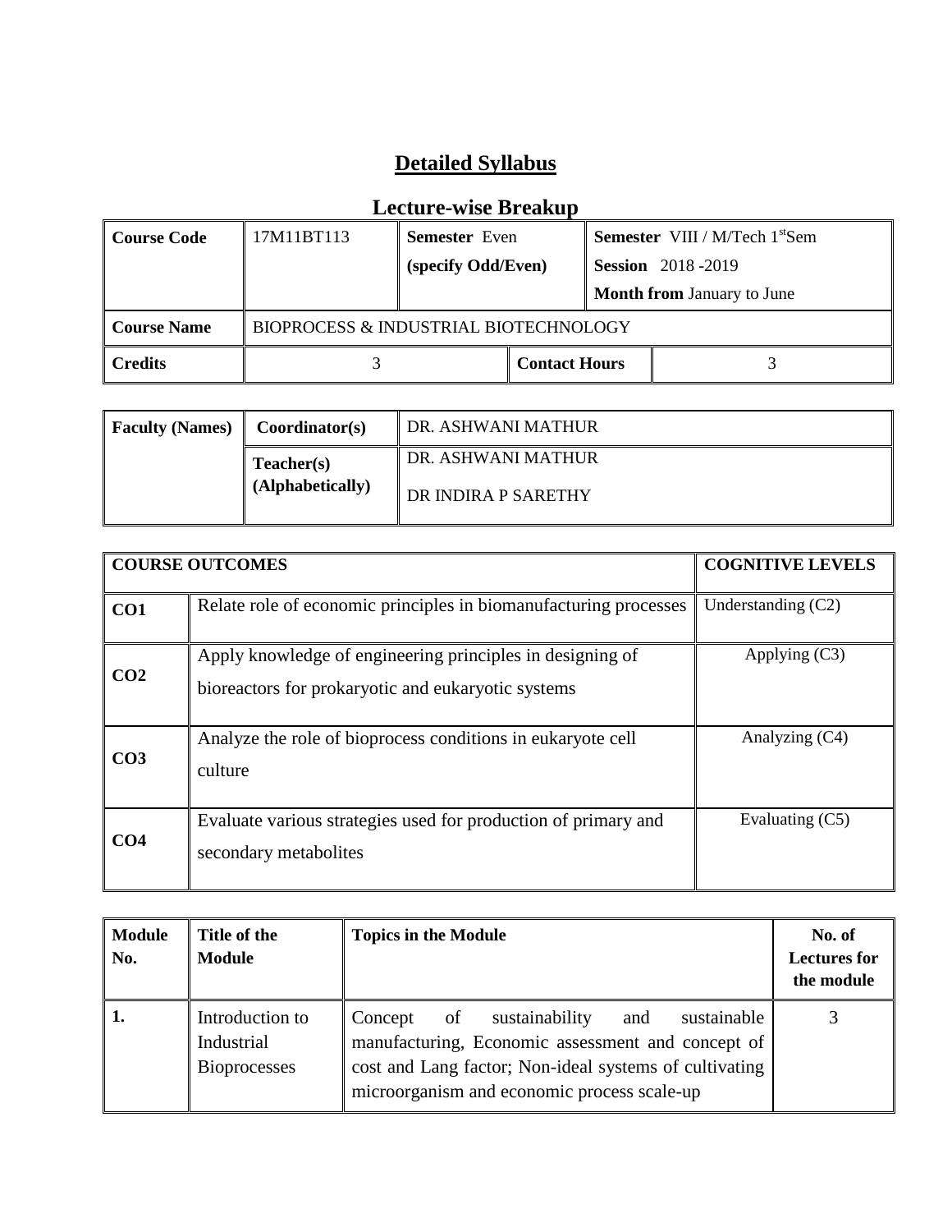# Detailed Syllabus

## Lecture-wise Breakup

| Course Code | 17M11BT113 | Semester Even (specify Odd/Even) | Semester VIII / M/Tech 1st Sem<br>Session 2018 -2019<br>Month from January to June |
|---|---|---|---|
| Course Name | BIOPROCESS & INDUSTRIAL BIOTECHNOLOGY | | |
| Credits | 3 | Contact Hours | 3 |

| Faculty (Names) | Coordinator(s) | DR. ASHWANI MATHUR |
|---|---|---|
| | Teacher(s) (Alphabetically) | DR. ASHWANI MATHUR<br>DR INDIRA P SARETHY |

| COURSE OUTCOMES | | COGNITIVE LEVELS |
|---|---|---|
| CO1 | Relate role of economic principles in biomanufacturing processes | Understanding (C2) |
| CO2 | Apply knowledge of engineering principles in designing of bioreactors for prokaryotic and eukaryotic systems | Applying (C3) |
| CO3 | Analyze the role of bioprocess conditions in eukaryote cell culture | Analyzing (C4) |
| CO4 | Evaluate various strategies used for production of primary and secondary metabolites | Evaluating (C5) |

| Module No. | Title of the Module | Topics in the Module | No. of Lectures for the module |
|---|---|---|---|
| 1. | Introduction to Industrial Bioprocesses | Concept of sustainability and sustainable manufacturing, Economic assessment and concept of cost and Lang factor; Non-ideal systems of cultivating microorganism and economic process scale-up | 3 |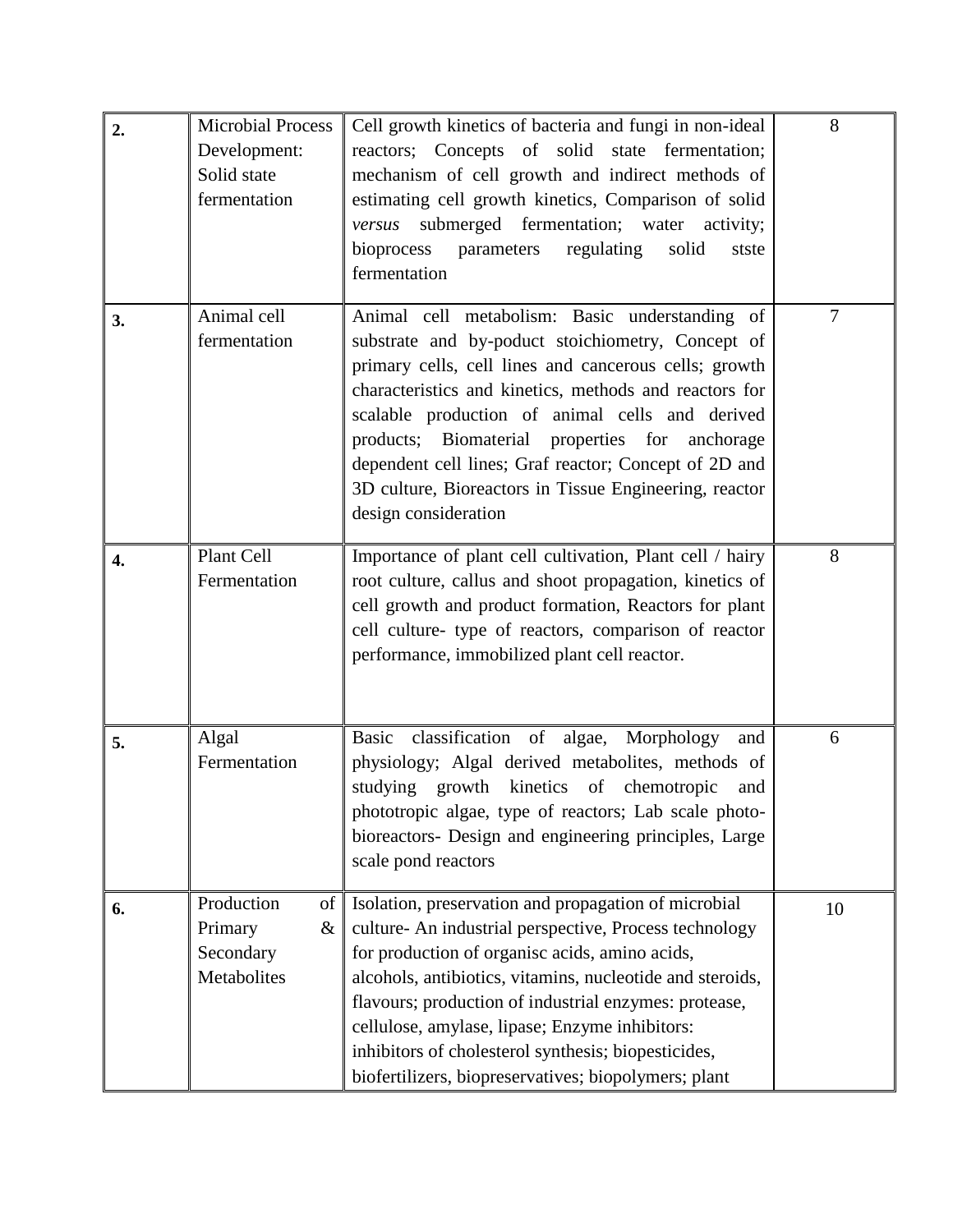| **2.** | Microbial Process Development: Solid state fermentation | Cell growth kinetics of bacteria and fungi in non-ideal reactors; Concepts of solid state fermentation; mechanism of cell growth and indirect methods of estimating cell growth kinetics, Comparison of solid *versus* submerged fermentation; water activity; bioprocess parameters regulating solid stste fermentation | 8 |
|---|---|---|---|
| **3.** | Animal cell fermentation | Animal cell metabolism: Basic understanding of substrate and by-poduct stoichiometry, Concept of primary cells, cell lines and cancerous cells; growth characteristics and kinetics, methods and reactors for scalable production of animal cells and derived products; Biomaterial properties for anchorage dependent cell lines; Graf reactor; Concept of 2D and 3D culture, Bioreactors in Tissue Engineering, reactor design consideration | 7 |
| **4.** | Plant Cell Fermentation | Importance of plant cell cultivation, Plant cell / hairy root culture, callus and shoot propagation, kinetics of cell growth and product formation, Reactors for plant cell culture- type of reactors, comparison of reactor performance, immobilized plant cell reactor. | 8 |
| **5.** | Algal Fermentation | Basic classification of algae, Morphology and physiology; Algal derived metabolites, methods of studying growth kinetics of chemotropic and phototropic algae, type of reactors; Lab scale photo-bioreactors- Design and engineering principles, Large scale pond reactors | 6 |
| **6.** | Production of Primary & Secondary Metabolites | Isolation, preservation and propagation of microbial culture- An industrial perspective, Process technology for production of organisc acids, amino acids, alcohols, antibiotics, vitamins, nucleotide and steroids, flavours; production of industrial enzymes: protease, cellulose, amylase, lipase; Enzyme inhibitors: inhibitors of cholesterol synthesis; biopesticides, biofertilizers, biopreservatives; biopolymers; plant | 10 |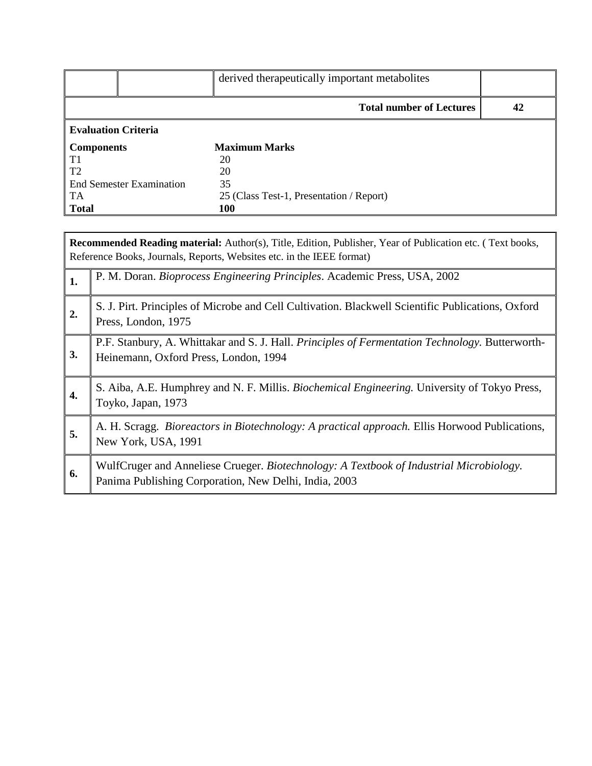| | | derived therapeutically important metabolites | |
|---|---|---|---|
| | | **Total number of Lectures** | **42** |

**Evaluation Criteria**

| **Components** | **Maximum Marks** |
|---|---|
| T1 | 20 |
| T2 | 20 |
| End Semester Examination | 35 |
| TA | 25 (Class Test-1, Presentation / Report) |
| **Total** | **100** |

**Recommended Reading material:** Author(s), Title, Edition, Publisher, Year of Publication etc. ( Text books, Reference Books, Journals, Reports, Websites etc. in the IEEE format)

| | |
|---|---|
| **1.** | P. M. Doran. *Bioprocess Engineering Principles*. Academic Press, USA, 2002 |
| **2.** | S. J. Pirt. Principles of Microbe and Cell Cultivation. Blackwell Scientific Publications, Oxford Press, London, 1975 |
| **3.** | P.F. Stanbury, A. Whittakar and S. J. Hall. *Principles of Fermentation Technology.* Butterworth-Heinemann, Oxford Press, London, 1994 |
| **4.** | S. Aiba, A.E. Humphrey and N. F. Millis. *Biochemical Engineering.* University of Tokyo Press, Toyko, Japan, 1973 |
| **5.** | A. H. Scragg. *Bioreactors in Biotechnology: A practical approach.* Ellis Horwood Publications, New York, USA, 1991 |
| **6.** | WulfCruger and Anneliese Crueger. *Biotechnology: A Textbook of Industrial Microbiology.* Panima Publishing Corporation, New Delhi, India, 2003 |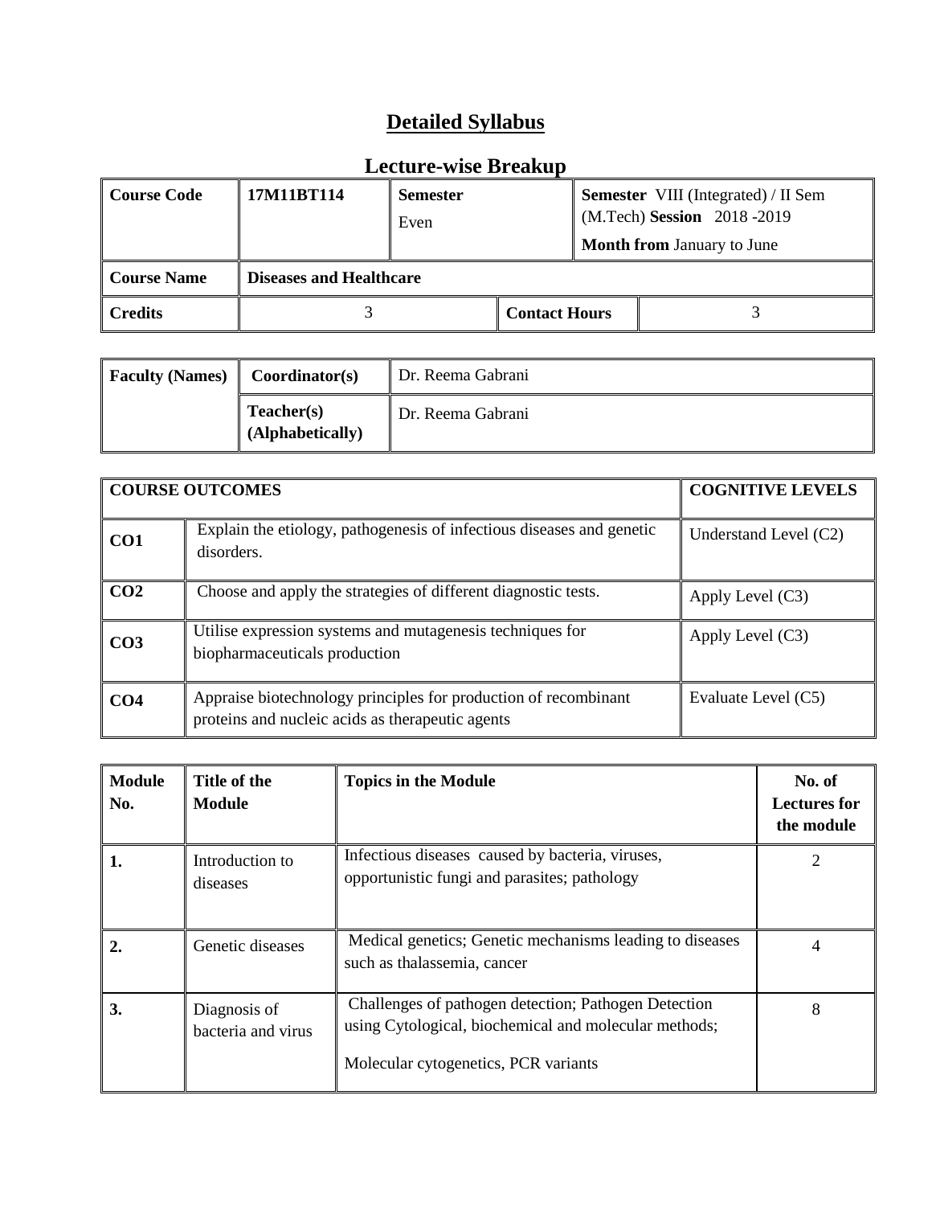# Detailed Syllabus

## Lecture-wise Breakup

| Course Code | 17M11BT114 | Semester<br>Even | | Semester VIII (Integrated) / II Sem (M.Tech) Session 2018 -2019<br>Month from January to June |
|---|---|---|---|---|
| Course Name | Diseases and Healthcare | | | |
| Credits | 3 | | Contact Hours | 3 |

| Faculty (Names) | Coordinator(s) | Dr. Reema Gabrani |
|---|---|---|
| | Teacher(s) (Alphabetically) | Dr. Reema Gabrani |

| COURSE OUTCOMES | | COGNITIVE LEVELS |
|---|---|---|
| CO1 | Explain the etiology, pathogenesis of infectious diseases and genetic disorders. | Understand Level (C2) |
| CO2 | Choose and apply the strategies of different diagnostic tests. | Apply Level (C3) |
| CO3 | Utilise expression systems and mutagenesis techniques for biopharmaceuticals production | Apply Level (C3) |
| CO4 | Appraise biotechnology principles for production of recombinant proteins and nucleic acids as therapeutic agents | Evaluate Level (C5) |

| Module No. | Title of the Module | Topics in the Module | No. of Lectures for the module |
|---|---|---|---|
| 1. | Introduction to diseases | Infectious diseases caused by bacteria, viruses, opportunistic fungi and parasites; pathology | 2 |
| 2. | Genetic diseases | Medical genetics; Genetic mechanisms leading to diseases such as thalassemia, cancer | 4 |
| 3. | Diagnosis of bacteria and virus | Challenges of pathogen detection; Pathogen Detection using Cytological, biochemical and molecular methods;<br>Molecular cytogenetics, PCR variants | 8 |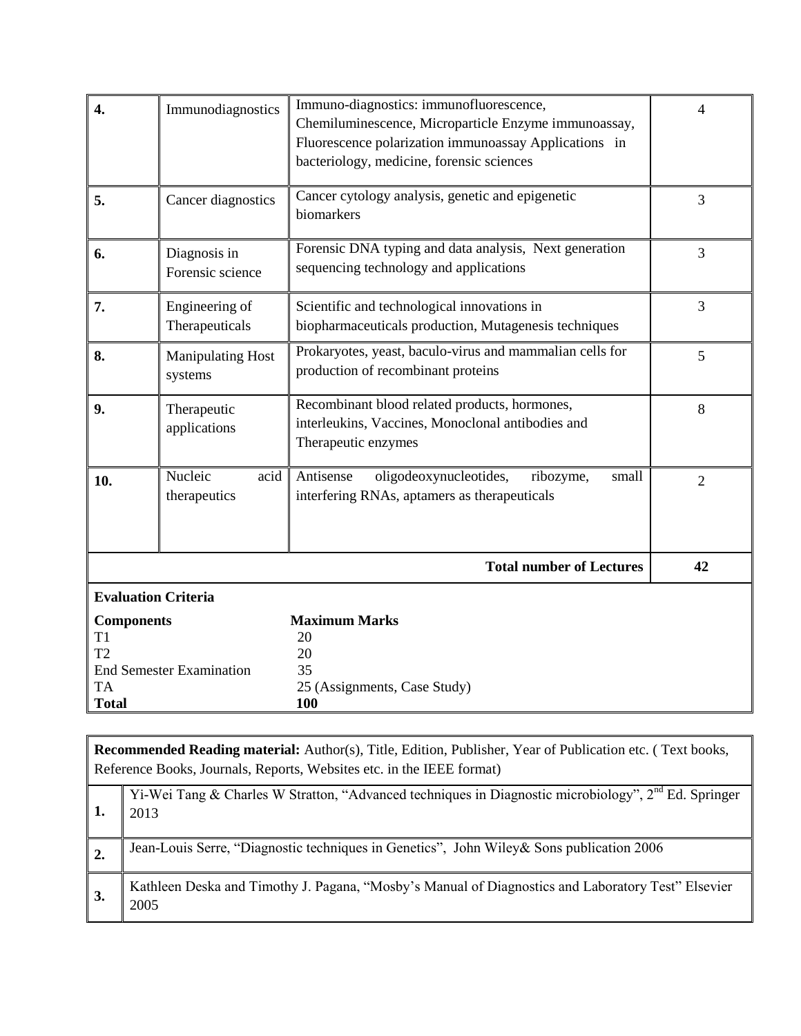| | | | |
|---|---|---|---|
| **4.** | Immunodiagnostics | Immuno-diagnostics: immunofluorescence, Chemiluminescence, Microparticle Enzyme immunoassay, Fluorescence polarization immunoassay Applications in bacteriology, medicine, forensic sciences | 4 |
| **5.** | Cancer diagnostics | Cancer cytology analysis, genetic and epigenetic biomarkers | 3 |
| **6.** | Diagnosis in Forensic science | Forensic DNA typing and data analysis, Next generation sequencing technology and applications | 3 |
| **7.** | Engineering of Therapeuticals | Scientific and technological innovations in biopharmaceuticals production, Mutagenesis techniques | 3 |
| **8.** | Manipulating Host systems | Prokaryotes, yeast, baculo-virus and mammalian cells for production of recombinant proteins | 5 |
| **9.** | Therapeutic applications | Recombinant blood related products, hormones, interleukins, Vaccines, Monoclonal antibodies and Therapeutic enzymes | 8 |
| **10.** | Nucleic acid therapeutics | Antisense oligodeoxynucleotides, ribozyme, small interfering RNAs, aptamers as therapeuticals | 2 |
| | | **Total number of Lectures** | **42** |

**Evaluation Criteria**

| **Components** | **Maximum Marks** |
|---|---|
| T1 | 20 |
| T2 | 20 |
| End Semester Examination | 35 |
| TA | 25 (Assignments, Case Study) |
| **Total** | **100** |

**Recommended Reading material:** Author(s), Title, Edition, Publisher, Year of Publication etc. ( Text books, Reference Books, Journals, Reports, Websites etc. in the IEEE format)

| | |
|---|---|
| **1.** | Yi-Wei Tang & Charles W Stratton, "Advanced techniques in Diagnostic microbiology", 2nd Ed. Springer 2013 |
| **2.** | Jean-Louis Serre, "Diagnostic techniques in Genetics", John Wiley& Sons publication 2006 |
| **3.** | Kathleen Deska and Timothy J. Pagana, "Mosby's Manual of Diagnostics and Laboratory Test" Elsevier 2005 |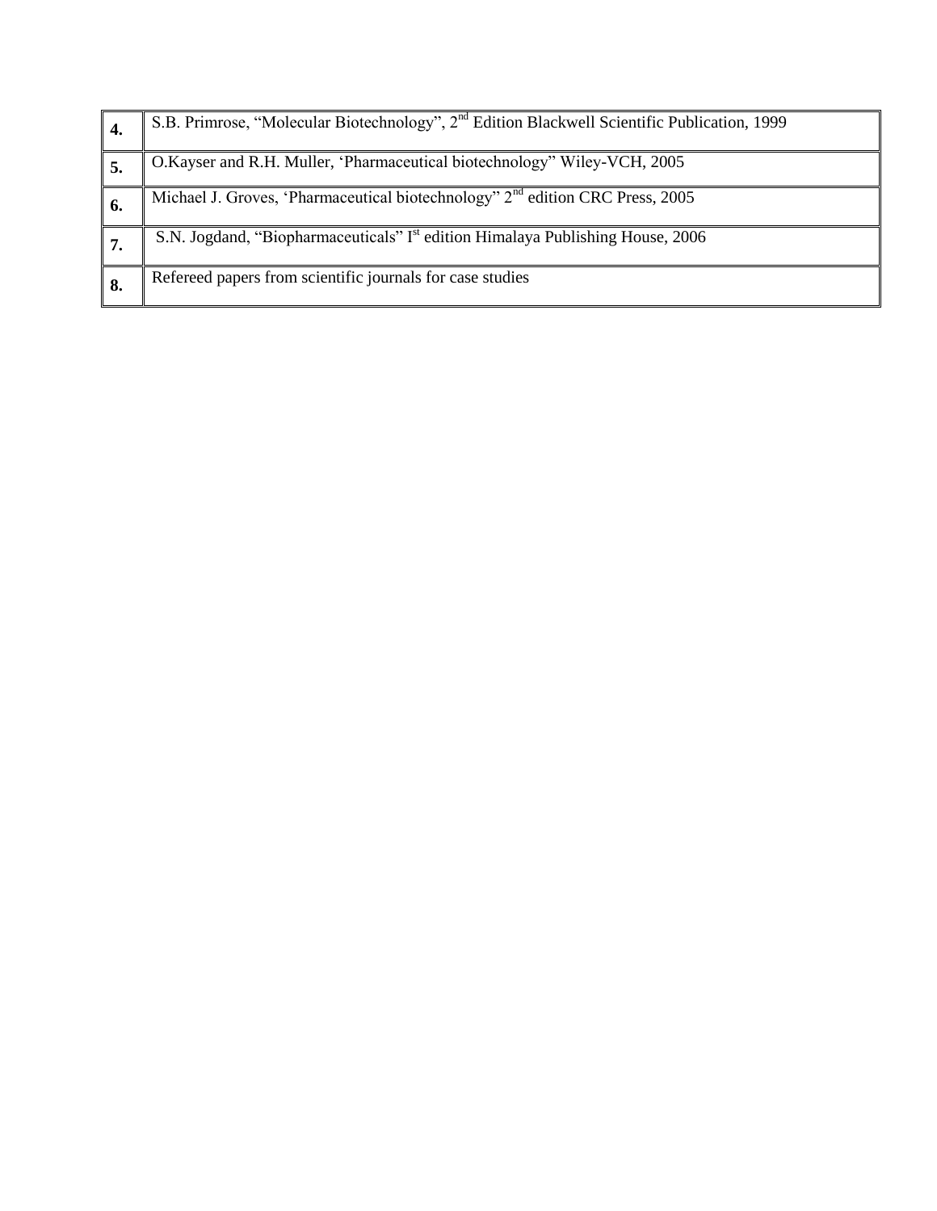| | |
|---|---|
| **4.** | S.B. Primrose, “Molecular Biotechnology”, $2^{nd}$ Edition Blackwell Scientific Publication, 1999 |
| **5.** | O.Kayser and R.H. Muller, ‘Pharmaceutical biotechnology” Wiley-VCH, 2005 |
| **6.** | Michael J. Groves, ‘Pharmaceutical biotechnology” $2^{nd}$ edition CRC Press, 2005 |
| **7.** | S.N. Jogdand, “Biopharmaceuticals” $I^{st}$ edition Himalaya Publishing House, 2006 |
| **8.** | Refereed papers from scientific journals for case studies |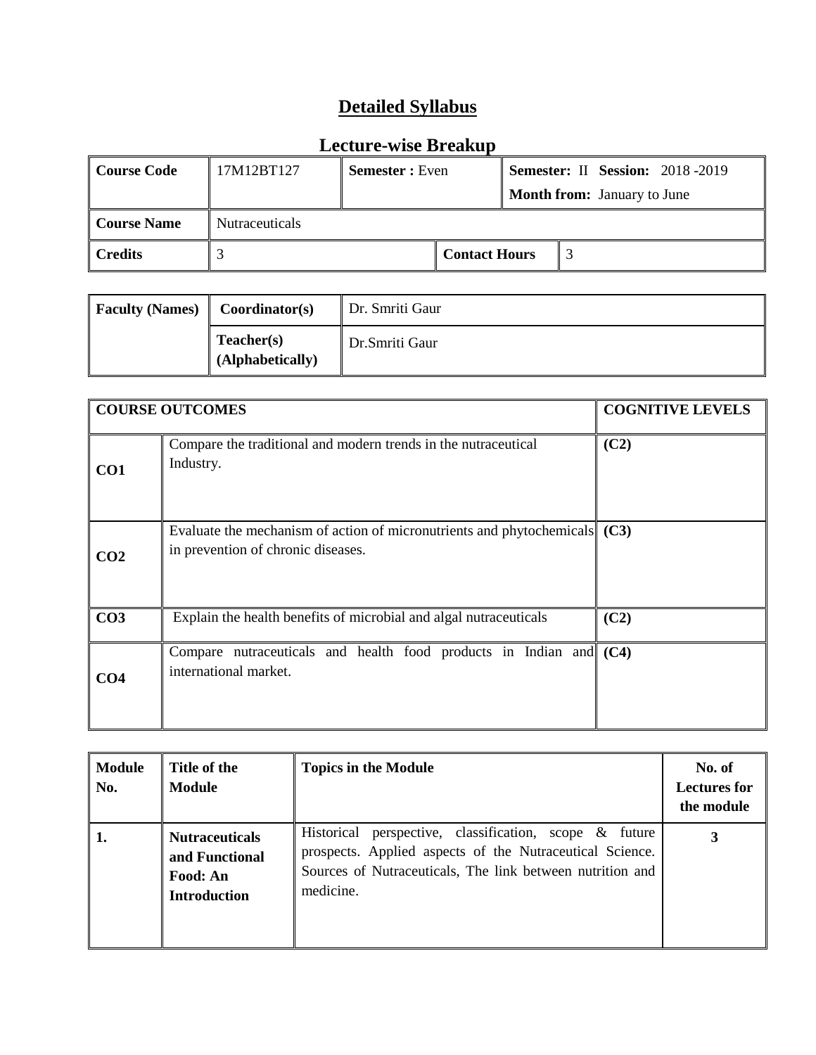# Detailed Syllabus

## Lecture-wise Breakup

| Course Code | 17M12BT127 | Semester : Even | | Semester: II Session: 2018 -2019<br>Month from: January to June |
|---|---|---|---|---|
| Course Name | Nutraceuticals | | | |
| Credits | 3 | Contact Hours | 3 | |

| Faculty (Names) | Coordinator(s) | Dr. Smriti Gaur |
|---|---|---|
| | Teacher(s) (Alphabetically) | Dr.Smriti Gaur |

| COURSE OUTCOMES | | COGNITIVE LEVELS |
|---|---|---|
| CO1 | Compare the traditional and modern trends in the nutraceutical Industry. | (C2) |
| CO2 | Evaluate the mechanism of action of micronutrients and phytochemicals in prevention of chronic diseases. | (C3) |
| CO3 | Explain the health benefits of microbial and algal nutraceuticals | (C2) |
| CO4 | Compare nutraceuticals and health food products in Indian and international market. | (C4) |

| Module No. | Title of the Module | Topics in the Module | No. of Lectures for the module |
|---|---|---|---|
| 1. | Nutraceuticals and Functional Food: An Introduction | Historical perspective, classification, scope & future prospects. Applied aspects of the Nutraceutical Science. Sources of Nutraceuticals, The link between nutrition and medicine. | 3 |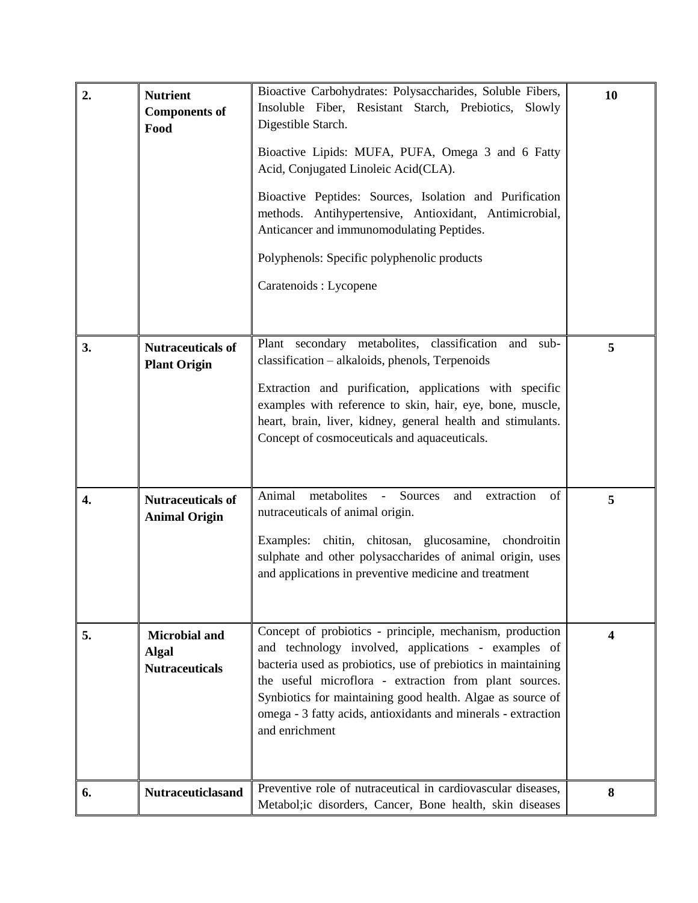| 2. | **Nutrient Components of Food** | Bioactive Carbohydrates: Polysaccharides, Soluble Fibers, Insoluble Fiber, Resistant Starch, Prebiotics, Slowly Digestible Starch.<br><br>Bioactive Lipids: MUFA, PUFA, Omega 3 and 6 Fatty Acid, Conjugated Linoleic Acid(CLA).<br><br>Bioactive Peptides: Sources, Isolation and Purification methods. Antihypertensive, Antioxidant, Antimicrobial, Anticancer and immunomodulating Peptides.<br><br>Polyphenols: Specific polyphenolic products<br><br>Caratenoids : Lycopene | **10** |
|---|---|---|---|
| 3. | **Nutraceuticals of Plant Origin** | Plant secondary metabolites, classification and sub-classification – alkaloids, phenols, Terpenoids<br><br>Extraction and purification, applications with specific examples with reference to skin, hair, eye, bone, muscle, heart, brain, liver, kidney, general health and stimulants. Concept of cosmoceuticals and aquaceuticals. | **5** |
| 4. | **Nutraceuticals of Animal Origin** | Animal metabolites - Sources and extraction of nutraceuticals of animal origin.<br><br>Examples: chitin, chitosan, glucosamine, chondroitin sulphate and other polysaccharides of animal origin, uses and applications in preventive medicine and treatment | **5** |
| 5. | **Microbial and Algal Nutraceuticals** | Concept of probiotics - principle, mechanism, production and technology involved, applications - examples of bacteria used as probiotics, use of prebiotics in maintaining the useful microflora - extraction from plant sources. Synbiotics for maintaining good health. Algae as source of omega - 3 fatty acids, antioxidants and minerals - extraction and enrichment | **4** |
| 6. | **Nutraceuticlasand** | Preventive role of nutraceutical in cardiovascular diseases, Metabol;ic disorders, Cancer, Bone health, skin diseases | **8** |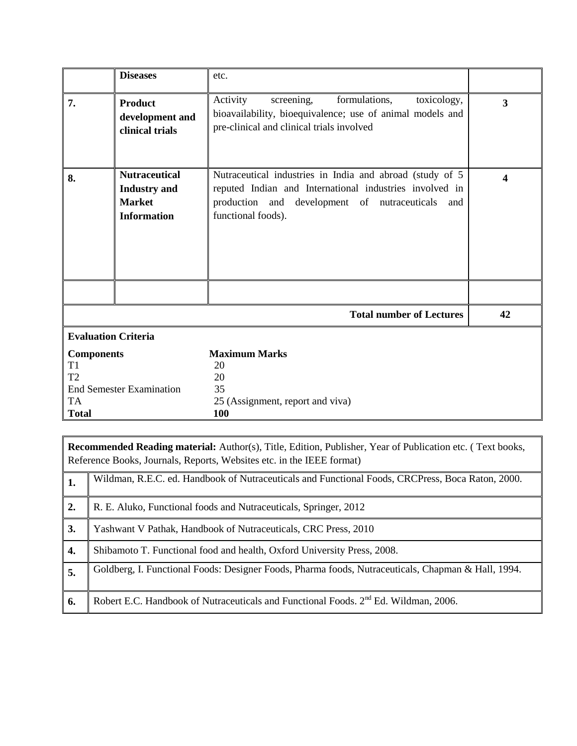|  | **Diseases** | etc. |  |
|---|---|---|---|
| **7.** | **Product development and clinical trials** | Activity screening, formulations, toxicology, bioavailability, bioequivalence; use of animal models and pre-clinical and clinical trials involved | **3** |
| **8.** | **Nutraceutical Industry and Market Information** | Nutraceutical industries in India and abroad (study of 5 reputed Indian and International industries involved in production and development of nutraceuticals and functional foods). | **4** |
|  |  |  |  |
|  |  | **Total number of Lectures** | **42** |

**Evaluation Criteria**

| **Components** | **Maximum Marks** |
|---|---|
| T1 | 20 |
| T2 | 20 |
| End Semester Examination | 35 |
| TA | 25 (Assignment, report and viva) |
| **Total** | **100** |

**Recommended Reading material:** Author(s), Title, Edition, Publisher, Year of Publication etc. ( Text books, Reference Books, Journals, Reports, Websites etc. in the IEEE format)

| | |
|---|---|
| **1.** | Wildman, R.E.C. ed. Handbook of Nutraceuticals and Functional Foods, CRCPress, Boca Raton, 2000. |
| **2.** | R. E. Aluko, Functional foods and Nutraceuticals, Springer, 2012 |
| **3.** | Yashwant V Pathak, Handbook of Nutraceuticals, CRC Press, 2010 |
| **4.** | Shibamoto T. Functional food and health, Oxford University Press, 2008. |
| **5.** | Goldberg, I. Functional Foods: Designer Foods, Pharma foods, Nutraceuticals, Chapman & Hall, 1994. |
| **6.** | Robert E.C. Handbook of Nutraceuticals and Functional Foods. 2nd Ed. Wildman, 2006. |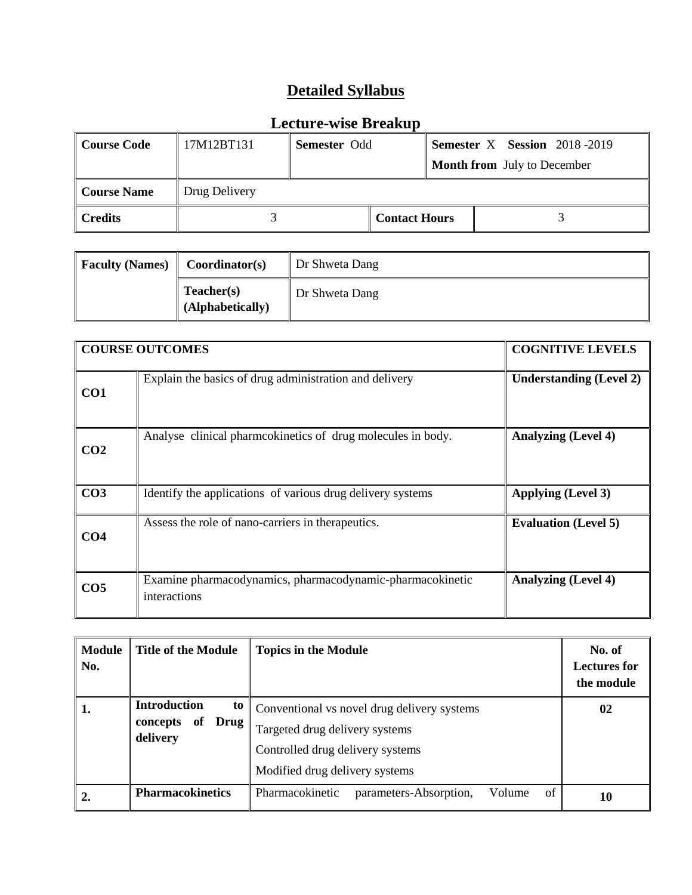# Detailed Syllabus

## Lecture-wise Breakup

| Course Code | 17M12BT131 | Semester Odd | Semester X Session 2018 -2019<br>Month from July to December |
|---|---|---|---|
| Course Name | Drug Delivery | | |
| Credits | 3 | Contact Hours | 3 |

| Faculty (Names) | Coordinator(s) | Dr Shweta Dang |
|---|---|---|
| | Teacher(s) (Alphabetically) | Dr Shweta Dang |

| COURSE OUTCOMES | | COGNITIVE LEVELS |
|---|---|---|
| CO1 | Explain the basics of drug administration and delivery | Understanding (Level 2) |
| CO2 | Analyse clinical pharmcokinetics of drug molecules in body. | Analyzing (Level 4) |
| CO3 | Identify the applications of various drug delivery systems | Applying (Level 3) |
| CO4 | Assess the role of nano-carriers in therapeutics. | Evaluation (Level 5) |
| CO5 | Examine pharmacodynamics, pharmacodynamic-pharmacokinetic interactions | Analyzing (Level 4) |

| Module No. | Title of the Module | Topics in the Module | No. of Lectures for the module |
|---|---|---|---|
| 1. | Introduction to concepts of Drug delivery | Conventional vs novel drug delivery systems<br>Targeted drug delivery systems<br>Controlled drug delivery systems<br>Modified drug delivery systems | 02 |
| 2. | Pharmacokinetics | Pharmacokinetic parameters-Absorption, Volume of | 10 |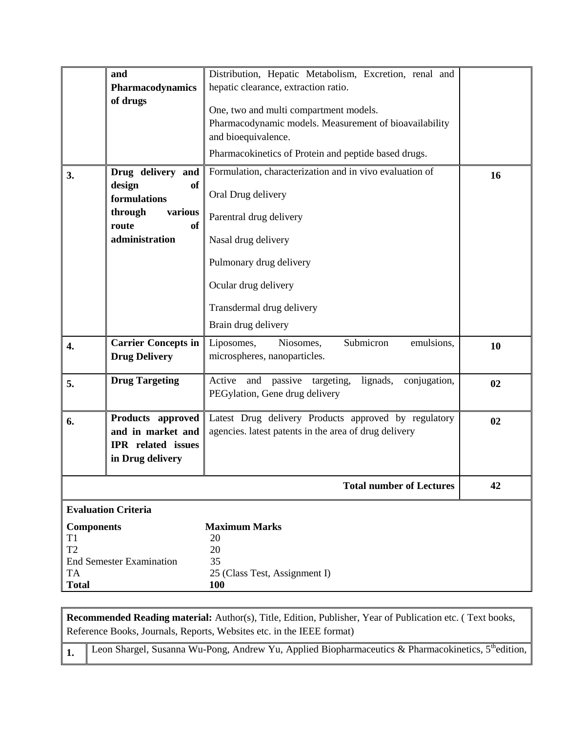| | | | |
|---|---|---|---|
| | **and Pharmacodynamics of drugs** | Distribution, Hepatic Metabolism, Excretion, renal and hepatic clearance, extraction ratio.<br><br>One, two and multi compartment models.<br>Pharmacodynamic models. Measurement of bioavailability and bioequivalence.<br><br>Pharmacokinetics of Protein and peptide based drugs. | |
| **3.** | **Drug delivery and design of formulations through various route of administration** | Formulation, characterization and in vivo evaluation of<br><br>Oral Drug delivery<br><br>Parentral drug delivery<br><br>Nasal drug delivery<br><br>Pulmonary drug delivery<br><br>Ocular drug delivery<br><br>Transdermal drug delivery<br><br>Brain drug delivery | **16** |
| **4.** | **Carrier Concepts in Drug Delivery** | Liposomes, Niosomes, Submicron emulsions, microspheres, nanoparticles. | **10** |
| **5.** | **Drug Targeting** | Active and passive targeting, lignads, conjugation, PEGylation, Gene drug delivery | **02** |
| **6.** | **Products approved and in market and IPR related issues in Drug delivery** | Latest Drug delivery Products approved by regulatory agencies. latest patents in the area of drug delivery | **02** |
| | | **Total number of Lectures** | **42** |

**Evaluation Criteria**

| **Components** | **Maximum Marks** |
|---|---|
| T1 | 20 |
| T2 | 20 |
| End Semester Examination | 35 |
| TA | 25 (Class Test, Assignment I) |
| **Total** | **100** |

**Recommended Reading material:** Author(s), Title, Edition, Publisher, Year of Publication etc. ( Text books, Reference Books, Journals, Reports, Websites etc. in the IEEE format)

| | |
|---|---|
| **1.** | Leon Shargel, Susanna Wu-Pong, Andrew Yu, Applied Biopharmaceutics & Pharmacokinetics, 5th edition, |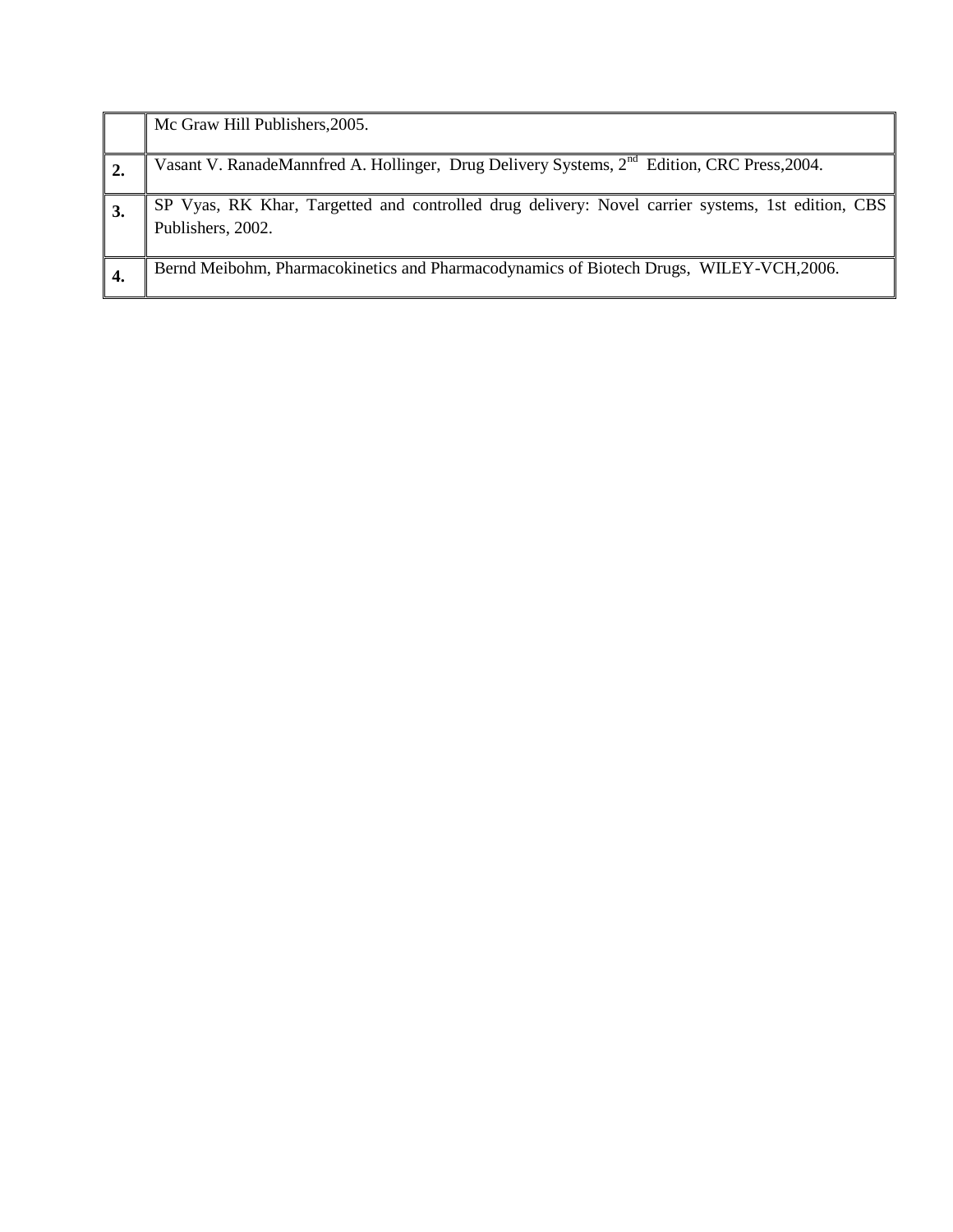|  |  |
| --- | --- |
|  | Mc Graw Hill Publishers,2005. |
| **2.** | Vasant V. RanadeMannfred A. Hollinger, Drug Delivery Systems, 2$^{nd}$ Edition, CRC Press,2004. |
| **3.** | SP Vyas, RK Khar, Targetted and controlled drug delivery: Novel carrier systems, 1st edition, CBS Publishers, 2002. |
| **4.** | Bernd Meibohm, Pharmacokinetics and Pharmacodynamics of Biotech Drugs, WILEY-VCH,2006. |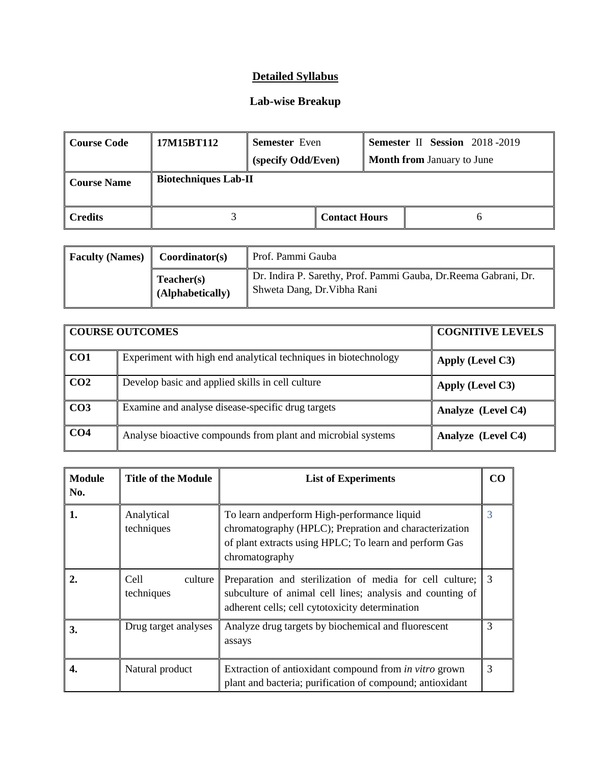# Detailed Syllabus

## Lab-wise Breakup

| Course Code | 17M15BT112 | Semester Even (specify Odd/Even) | | Semester II Session 2018 -2019 Month from January to June |
|---|---|---|---|---|
| **Course Name** | **Biotechniques Lab-II** | | | |
| **Credits** | 3 | | **Contact Hours** | 6 |

| Faculty (Names) | Coordinator(s) | Prof. Pammi Gauba |
|---|---|---|
| | **Teacher(s) (Alphabetically)** | Dr. Indira P. Sarethy, Prof. Pammi Gauba, Dr.Reema Gabrani, Dr. Shweta Dang, Dr.Vibha Rani |

| COURSE OUTCOMES | | COGNITIVE LEVELS |
|---|---|---|
| **CO1** | Experiment with high end analytical techniques in biotechnology | **Apply (Level C3)** |
| **CO2** | Develop basic and applied skills in cell culture | **Apply (Level C3)** |
| **CO3** | Examine and analyse disease-specific drug targets | **Analyze (Level C4)** |
| **CO4** | Analyse bioactive compounds from plant and microbial systems | **Analyze (Level C4)** |

| Module No. | Title of the Module | List of Experiments | CO |
|---|---|---|---|
| **1.** | Analytical techniques | To learn andperform High-performance liquid chromatography (HPLC); Prepration and characterization of plant extracts using HPLC; To learn and perform Gas chromatography | 3 |
| **2.** | Cell culture techniques | Preparation and sterilization of media for cell culture; subculture of animal cell lines; analysis and counting of adherent cells; cell cytotoxicity determination | 3 |
| **3.** | Drug target analyses | Analyze drug targets by biochemical and fluorescent assays | 3 |
| **4.** | Natural product | Extraction of antioxidant compound from *in vitro* grown plant and bacteria; purification of compound; antioxidant | 3 |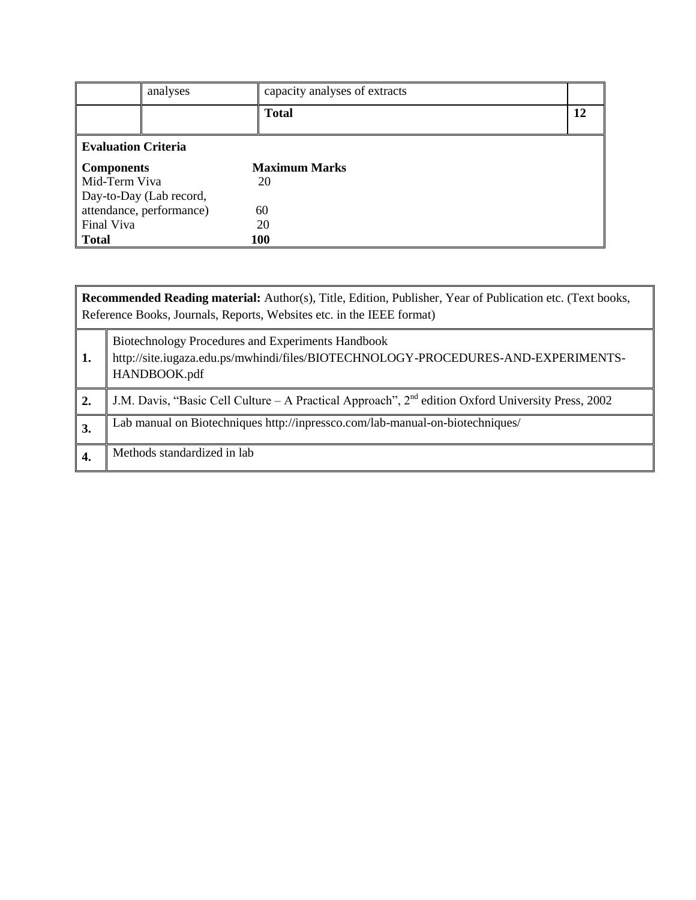| | | | |
|---|---|---|---|
| | analyses | capacity analyses of extracts | |
| | | **Total** | **12** |

**Evaluation Criteria**

| **Components** | **Maximum Marks** |
|---|---|
| Mid-Term Viva | 20 |
| Day-to-Day (Lab record, attendance, performance) | 60 |
| Final Viva | 20 |
| **Total** | **100** |

| **Recommended Reading material:** Author(s), Title, Edition, Publisher, Year of Publication etc. (Text books, Reference Books, Journals, Reports, Websites etc. in the IEEE format) | |
|---|---|
| **1.** | Biotechnology Procedures and Experiments Handbook http://site.iugaza.edu.ps/mwhindi/files/BIOTECHNOLOGY-PROCEDURES-AND-EXPERIMENTS-HANDBOOK.pdf |
| **2.** | J.M. Davis, "Basic Cell Culture – A Practical Approach", 2nd edition Oxford University Press, 2002 |
| **3.** | Lab manual on Biotechniques http://inpressco.com/lab-manual-on-biotechniques/ |
| **4.** | Methods standardized in lab |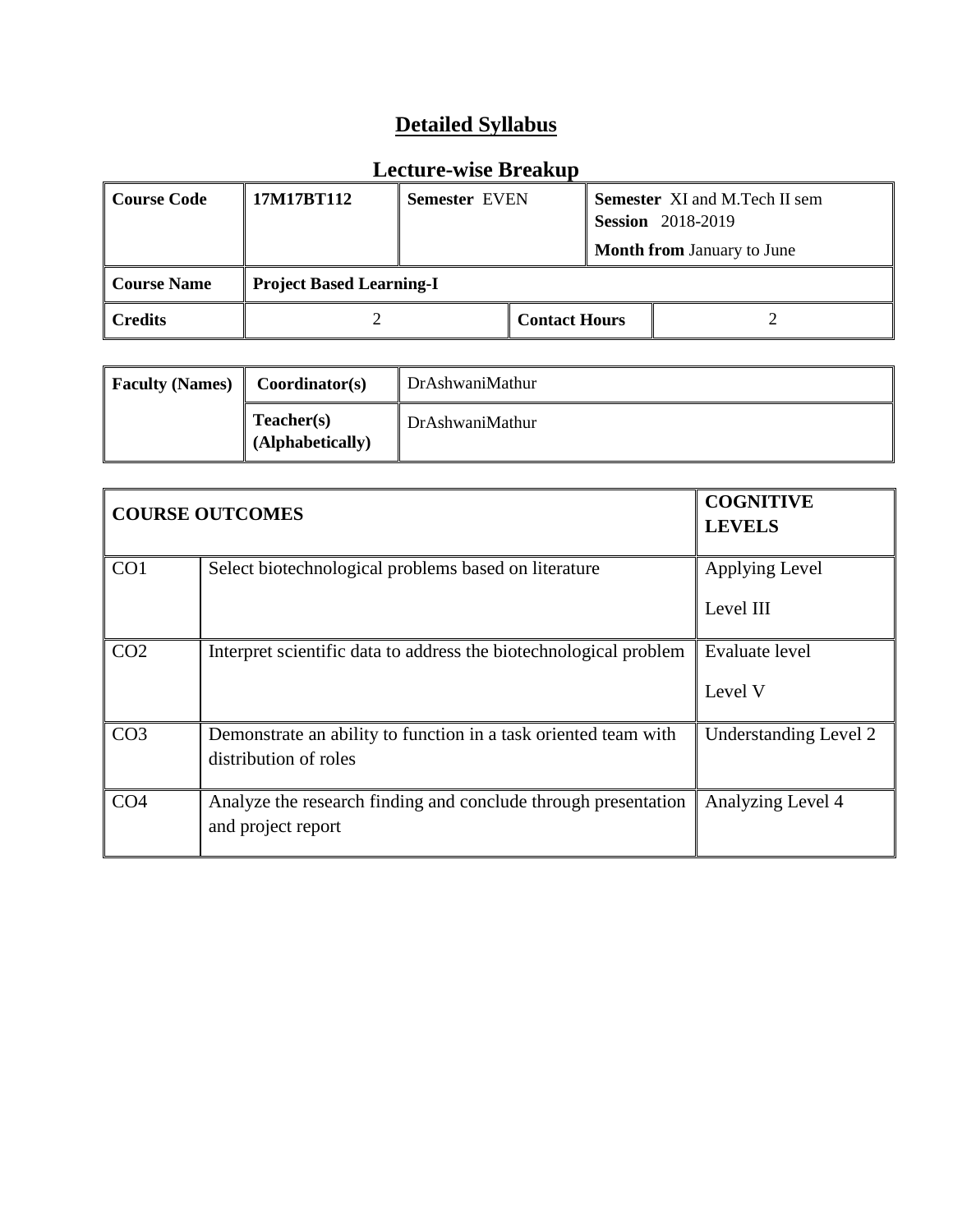# Detailed Syllabus

## Lecture-wise Breakup

| Course Code | 17M17BT112 | Semester EVEN | | Semester XI and M.Tech II sem<br>Session 2018-2019<br>Month from January to June |
|---|---|---|---|---|
| Course Name | Project Based Learning-I | | | |
| Credits | 2 | | Contact Hours | 2 |

| Faculty (Names) | Coordinator(s) | DrAshwaniMathur |
|---|---|---|
| | Teacher(s) (Alphabetically) | DrAshwaniMathur |

| COURSE OUTCOMES | | COGNITIVE LEVELS |
|---|---|---|
| CO1 | Select biotechnological problems based on literature | Applying Level<br>Level III |
| CO2 | Interpret scientific data to address the biotechnological problem | Evaluate level<br>Level V |
| CO3 | Demonstrate an ability to function in a task oriented team with distribution of roles | Understanding Level 2 |
| CO4 | Analyze the research finding and conclude through presentation and project report | Analyzing Level 4 |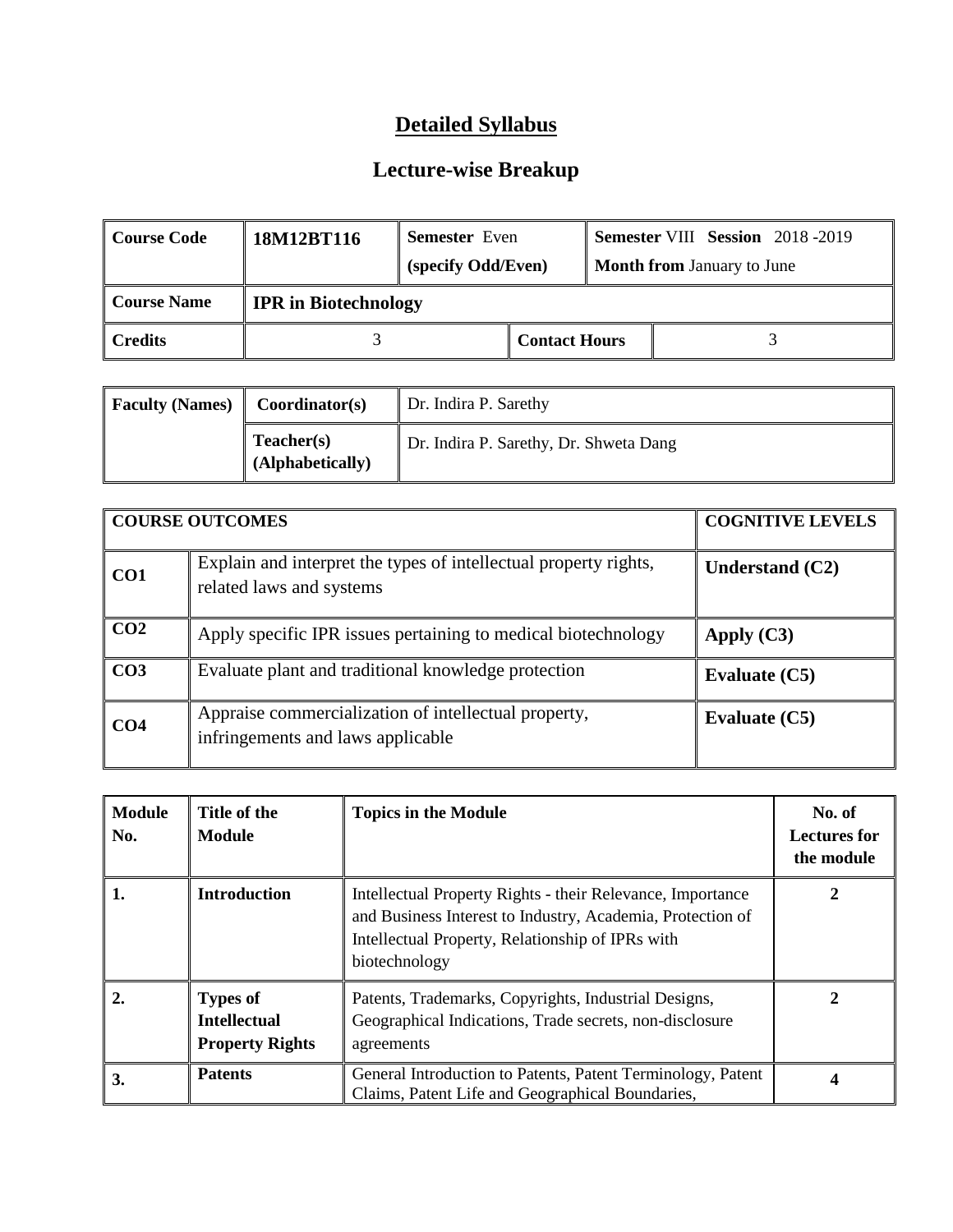# Detailed Syllabus

## Lecture-wise Breakup

| Course Code | 18M12BT116 | Semester Even (specify Odd/Even) | Semester VIII Session 2018 -2019 Month from January to June |
|---|---|---|---|
| Course Name | IPR in Biotechnology | | |
| Credits | 3 | Contact Hours | 3 |

| Faculty (Names) | Coordinator(s) | Dr. Indira P. Sarethy |
|---|---|---|
| | Teacher(s) (Alphabetically) | Dr. Indira P. Sarethy, Dr. Shweta Dang |

| COURSE OUTCOMES | | COGNITIVE LEVELS |
|---|---|---|
| CO1 | Explain and interpret the types of intellectual property rights, related laws and systems | Understand (C2) |
| CO2 | Apply specific IPR issues pertaining to medical biotechnology | Apply (C3) |
| CO3 | Evaluate plant and traditional knowledge protection | Evaluate (C5) |
| CO4 | Appraise commercialization of intellectual property, infringements and laws applicable | Evaluate (C5) |

| Module No. | Title of the Module | Topics in the Module | No. of Lectures for the module |
|---|---|---|---|
| 1. | Introduction | Intellectual Property Rights - their Relevance, Importance and Business Interest to Industry, Academia, Protection of Intellectual Property, Relationship of IPRs with biotechnology | 2 |
| 2. | Types of Intellectual Property Rights | Patents, Trademarks, Copyrights, Industrial Designs, Geographical Indications, Trade secrets, non-disclosure agreements | 2 |
| 3. | Patents | General Introduction to Patents, Patent Terminology, Patent Claims, Patent Life and Geographical Boundaries, | 4 |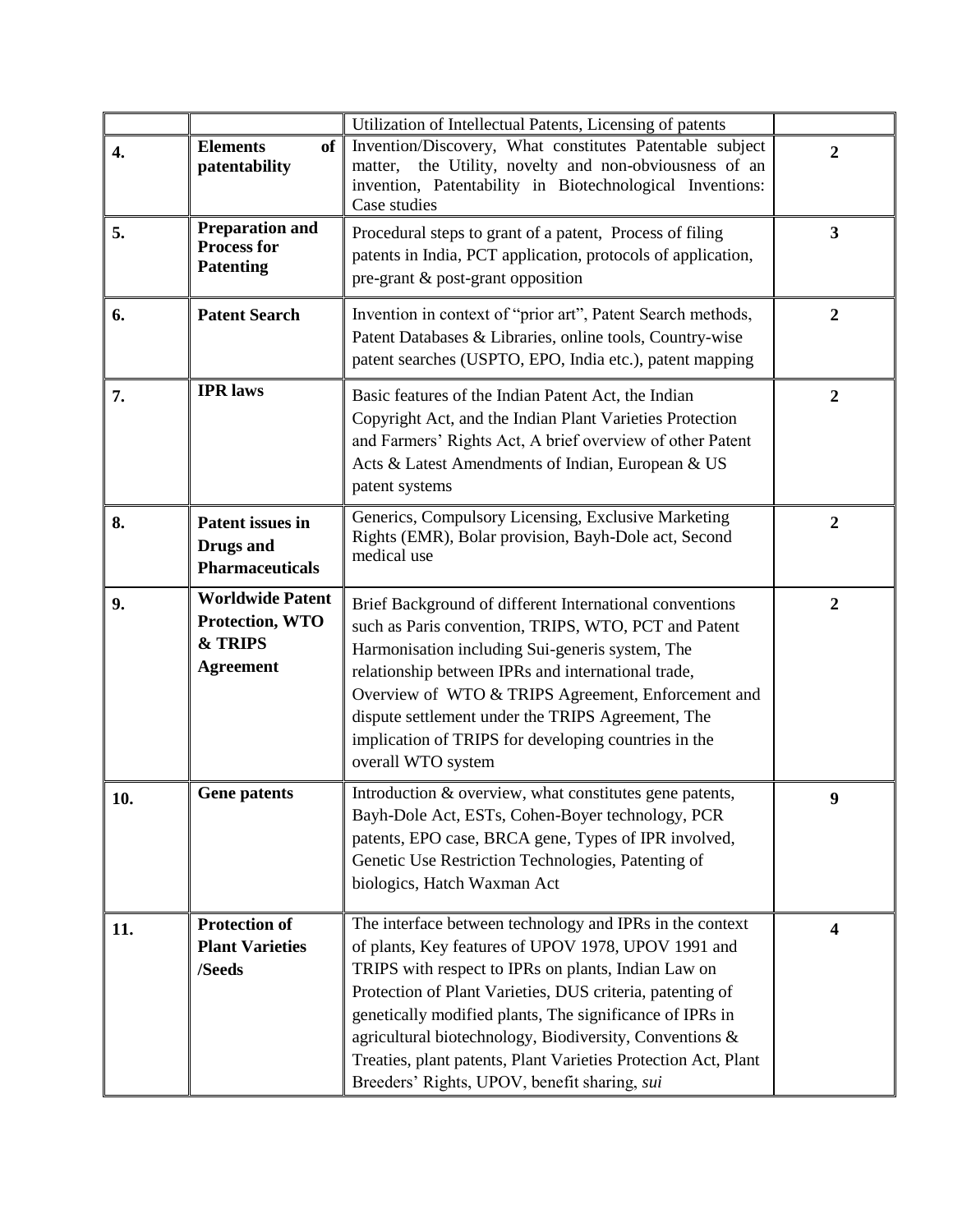| | | | |
|---|---|---|---|
| | | Utilization of Intellectual Patents, Licensing of patents | |
| **4.** | **Elements of patentability** | Invention/Discovery, What constitutes Patentable subject matter, the Utility, novelty and non-obviousness of an invention, Patentability in Biotechnological Inventions: Case studies | **2** |
| **5.** | **Preparation and Process for Patenting** | Procedural steps to grant of a patent, Process of filing patents in India, PCT application, protocols of application, pre-grant & post-grant opposition | **3** |
| **6.** | **Patent Search** | Invention in context of "prior art", Patent Search methods, Patent Databases & Libraries, online tools, Country-wise patent searches (USPTO, EPO, India etc.), patent mapping | **2** |
| **7.** | **IPR laws** | Basic features of the Indian Patent Act, the Indian Copyright Act, and the Indian Plant Varieties Protection and Farmers' Rights Act, A brief overview of other Patent Acts & Latest Amendments of Indian, European & US patent systems | **2** |
| **8.** | **Patent issues in Drugs and Pharmaceuticals** | Generics, Compulsory Licensing, Exclusive Marketing Rights (EMR), Bolar provision, Bayh-Dole act, Second medical use | **2** |
| **9.** | **Worldwide Patent Protection, WTO & TRIPS Agreement** | Brief Background of different International conventions such as Paris convention, TRIPS, WTO, PCT and Patent Harmonisation including Sui-generis system, The relationship between IPRs and international trade, Overview of WTO & TRIPS Agreement, Enforcement and dispute settlement under the TRIPS Agreement, The implication of TRIPS for developing countries in the overall WTO system | **2** |
| **10.** | **Gene patents** | Introduction & overview, what constitutes gene patents, Bayh-Dole Act, ESTs, Cohen-Boyer technology, PCR patents, EPO case, BRCA gene, Types of IPR involved, Genetic Use Restriction Technologies, Patenting of biologics, Hatch Waxman Act | **9** |
| **11.** | **Protection of Plant Varieties /Seeds** | The interface between technology and IPRs in the context of plants, Key features of UPOV 1978, UPOV 1991 and TRIPS with respect to IPRs on plants, Indian Law on Protection of Plant Varieties, DUS criteria, patenting of genetically modified plants, The significance of IPRs in agricultural biotechnology, Biodiversity, Conventions & Treaties, plant patents, Plant Varieties Protection Act, Plant Breeders' Rights, UPOV, benefit sharing, *sui* | **4** |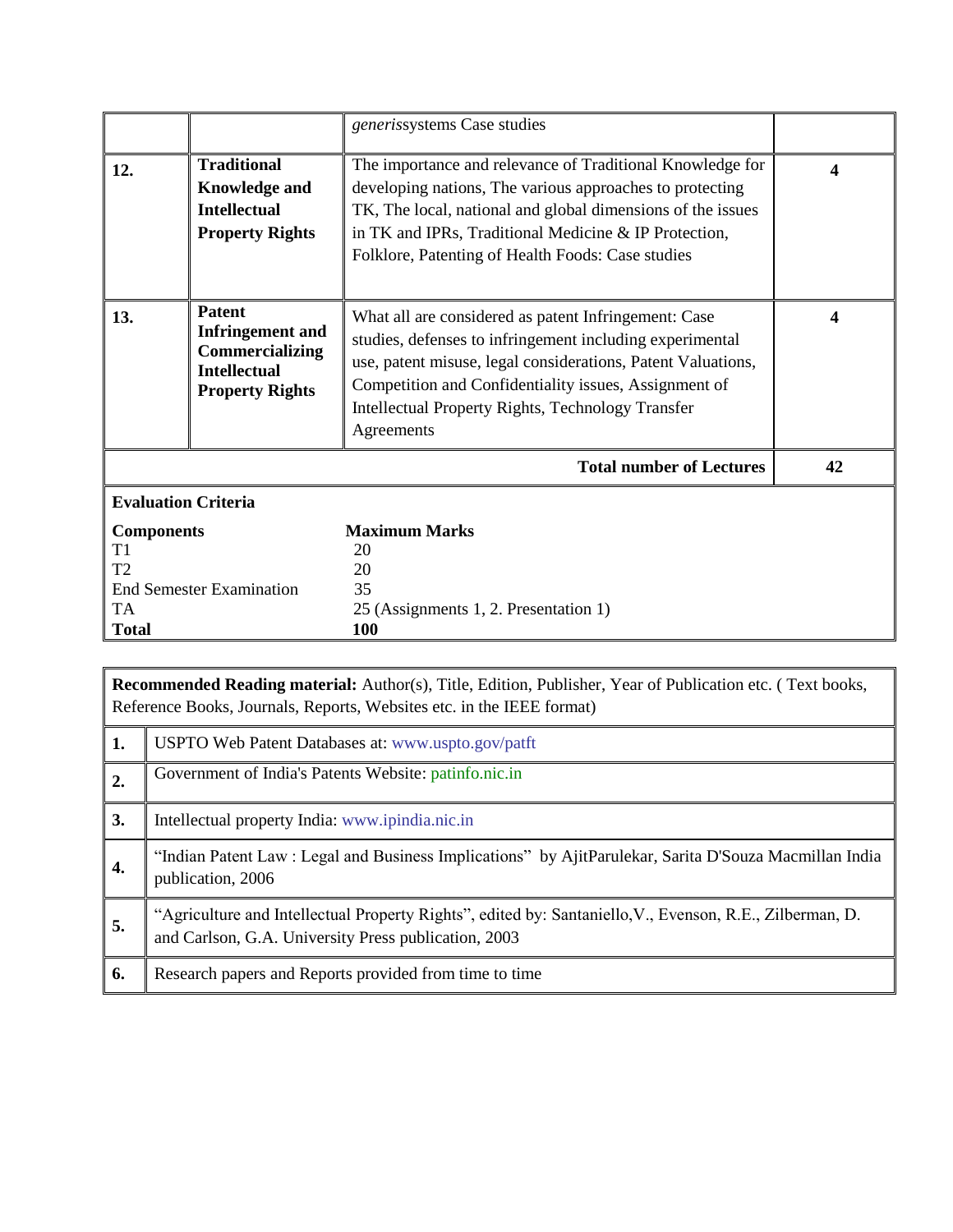| | | *generis*systems Case studies | |
|---|---|---|---|
| 12. | **Traditional Knowledge and Intellectual Property Rights** | The importance and relevance of Traditional Knowledge for developing nations, The various approaches to protecting TK, The local, national and global dimensions of the issues in TK and IPRs, Traditional Medicine & IP Protection, Folklore, Patenting of Health Foods: Case studies | **4** |
| 13. | **Patent Infringement and Commercializing Intellectual Property Rights** | What all are considered as patent Infringement: Case studies, defenses to infringement including experimental use, patent misuse, legal considerations, Patent Valuations, Competition and Confidentiality issues, Assignment of Intellectual Property Rights, Technology Transfer Agreements | **4** |
| | | **Total number of Lectures** | **42** |

**Evaluation Criteria**

| **Components** | **Maximum Marks** |
|---|---|
| T1 | 20 |
| T2 | 20 |
| End Semester Examination | 35 |
| TA | 25 (Assignments 1, 2. Presentation 1) |
| **Total** | **100** |

**Recommended Reading material:** Author(s), Title, Edition, Publisher, Year of Publication etc. ( Text books, Reference Books, Journals, Reports, Websites etc. in the IEEE format)

| | |
|---|---|
| **1.** | USPTO Web Patent Databases at: www.uspto.gov/patft |
| **2.** | Government of India's Patents Website: patinfo.nic.in |
| **3.** | Intellectual property India: www.ipindia.nic.in |
| **4.** | "Indian Patent Law : Legal and Business Implications" by AjitParulekar, Sarita D'Souza Macmillan India publication, 2006 |
| **5.** | "Agriculture and Intellectual Property Rights", edited by: Santaniello,V., Evenson, R.E., Zilberman, D. and Carlson, G.A. University Press publication, 2003 |
| **6.** | Research papers and Reports provided from time to time |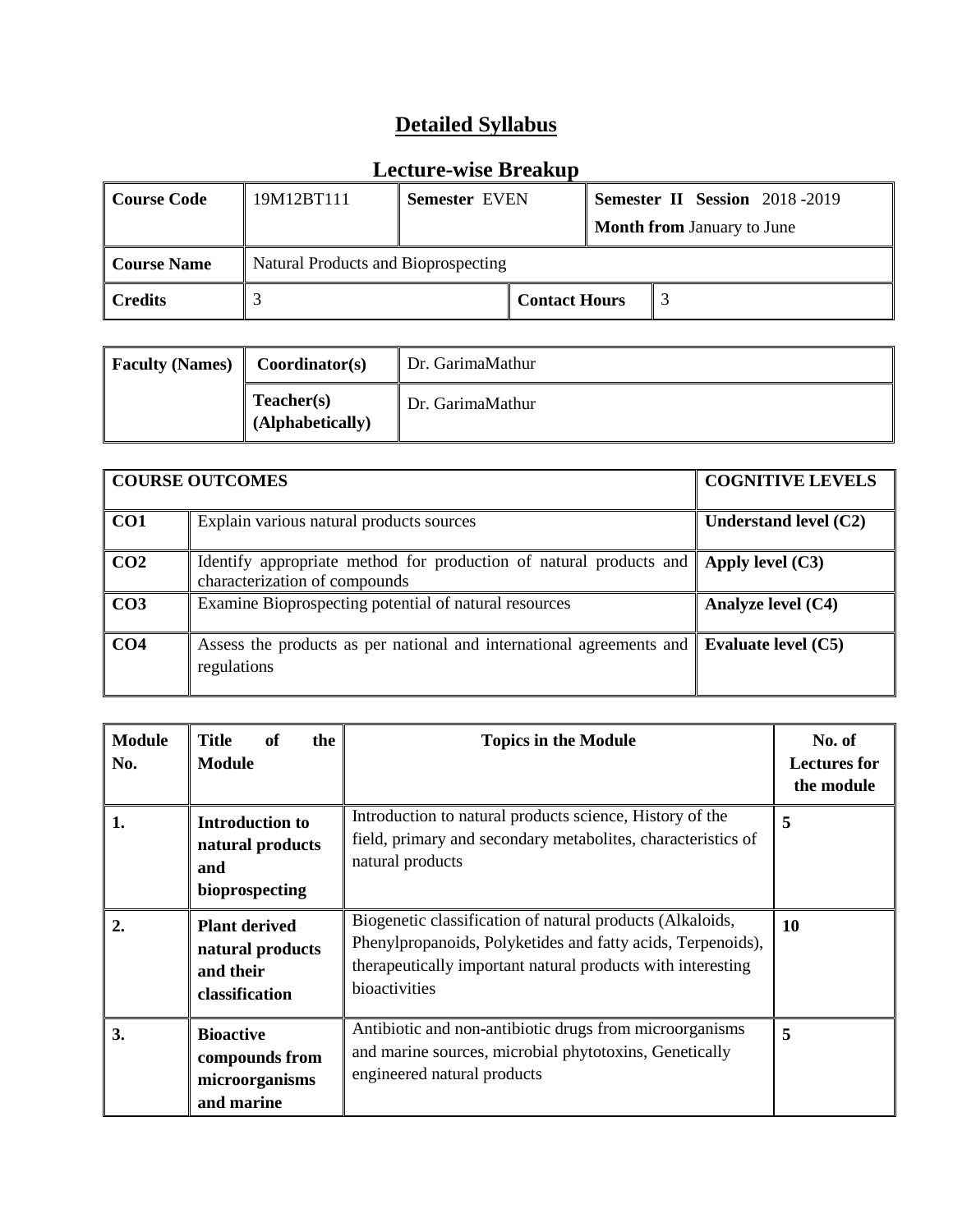# Detailed Syllabus

## Lecture-wise Breakup

| Course Code | 19M12BT111 | Semester EVEN | | Semester II Session 2018 -2019<br>Month from January to June |
|---|---|---|---|---|
| Course Name | Natural Products and Bioprospecting | | | |
| Credits | 3 | | Contact Hours | 3 |

| Faculty (Names) | Coordinator(s) | Dr. GarimaMathur |
|---|---|---|
| | Teacher(s) (Alphabetically) | Dr. GarimaMathur |

| COURSE OUTCOMES | | COGNITIVE LEVELS |
|---|---|---|
| CO1 | Explain various natural products sources | Understand level (C2) |
| CO2 | Identify appropriate method for production of natural products and characterization of compounds | Apply level (C3) |
| CO3 | Examine Bioprospecting potential of natural resources | Analyze level (C4) |
| CO4 | Assess the products as per national and international agreements and regulations | Evaluate level (C5) |

| Module No. | Title of the Module | Topics in the Module | No. of Lectures for the module |
|---|---|---|---|
| 1. | **Introduction to natural products and bioprospecting** | Introduction to natural products science, History of the field, primary and secondary metabolites, characteristics of natural products | **5** |
| 2. | **Plant derived natural products and their classification** | Biogenetic classification of natural products (Alkaloids, Phenylpropanoids, Polyketides and fatty acids, Terpenoids), therapeutically important natural products with interesting bioactivities | **10** |
| 3. | **Bioactive compounds from microorganisms and marine** | Antibiotic and non-antibiotic drugs from microorganisms and marine sources, microbial phytotoxins, Genetically engineered natural products | **5** |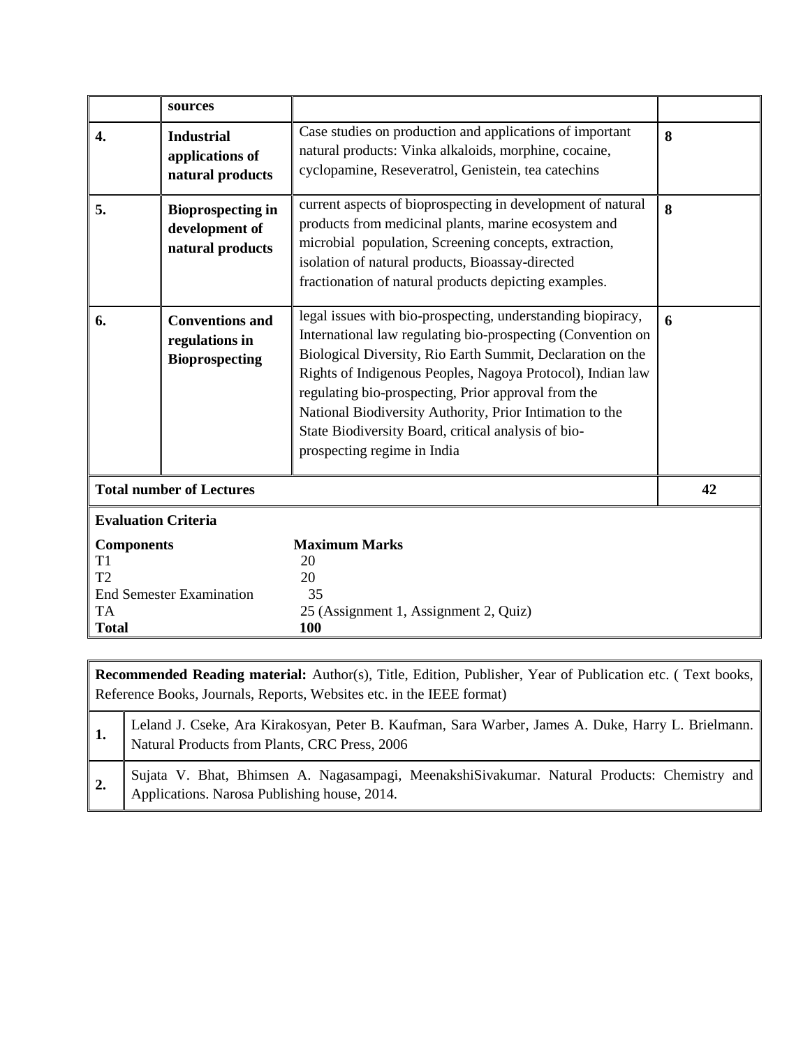| | | | |
|---|---|---|---|
| | **sources** | | |
| **4.** | **Industrial applications of natural products** | Case studies on production and applications of important natural products: Vinka alkaloids, morphine, cocaine, cyclopamine, Reseveratrol, Genistein, tea catechins | **8** |
| **5.** | **Bioprospecting in development of natural products** | current aspects of bioprospecting in development of natural products from medicinal plants, marine ecosystem and microbial population, Screening concepts, extraction, isolation of natural products, Bioassay-directed fractionation of natural products depicting examples. | **8** |
| **6.** | **Conventions and regulations in Bioprospecting** | legal issues with bio-prospecting, understanding biopiracy, International law regulating bio-prospecting (Convention on Biological Diversity, Rio Earth Summit, Declaration on the Rights of Indigenous Peoples, Nagoya Protocol), Indian law regulating bio-prospecting, Prior approval from the National Biodiversity Authority, Prior Intimation to the State Biodiversity Board, critical analysis of bio-prospecting regime in India | **6** |
| **Total number of Lectures** | | | **42** |

**Evaluation Criteria**

| **Components** | **Maximum Marks** |
|---|---|
| T1 | 20 |
| T2 | 20 |
| End Semester Examination | 35 |
| TA | 25 (Assignment 1, Assignment 2, Quiz) |
| **Total** | **100** |

**Recommended Reading material:** Author(s), Title, Edition, Publisher, Year of Publication etc. ( Text books, Reference Books, Journals, Reports, Websites etc. in the IEEE format)

| | |
|---|---|
| **1.** | Leland J. Cseke, Ara Kirakosyan, Peter B. Kaufman, Sara Warber, James A. Duke, Harry L. Brielmann. Natural Products from Plants, CRC Press, 2006 |
| **2.** | Sujata V. Bhat, Bhimsen A. Nagasampagi, MeenakshiSivakumar. Natural Products: Chemistry and Applications. Narosa Publishing house, 2014. |